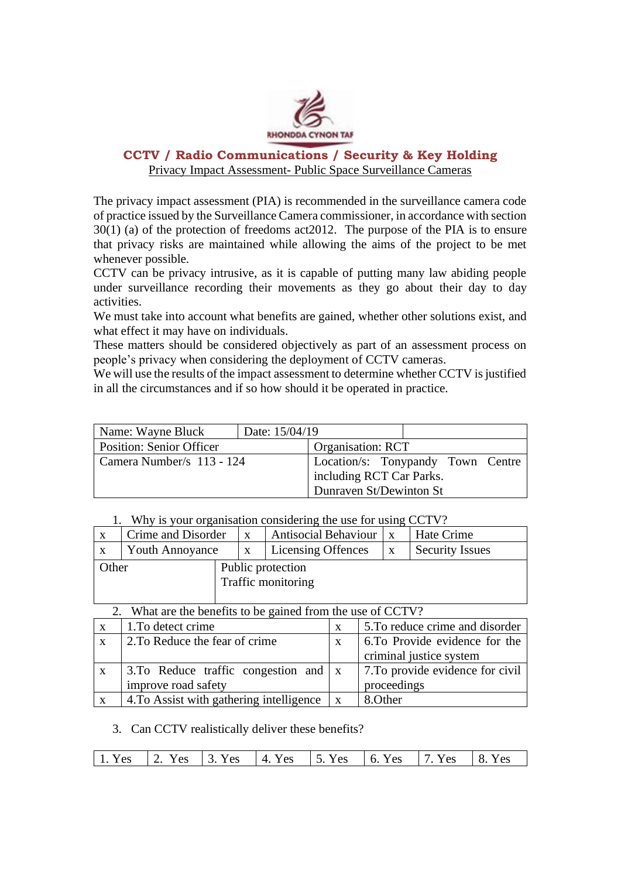RHONDDA CYNON TAF

# CCTV / Radio Communications / Security & Key Holding

Privacy Impact Assessment- Public Space Surveillance Cameras

The privacy impact assessment (PIA) is recommended in the surveillance camera code of practice issued by the Surveillance Camera commissioner, in accordance with section 30(1) (a) of the protection of freedoms act2012. The purpose of the PIA is to ensure that privacy risks are maintained while allowing the aims of the project to be met whenever possible.

CCTV can be privacy intrusive, as it is capable of putting many law abiding people under surveillance recording their movements as they go about their day to day activities.

We must take into account what benefits are gained, whether other solutions exist, and what effect it may have on individuals.

These matters should be considered objectively as part of an assessment process on people's privacy when considering the deployment of CCTV cameras.

We will use the results of the impact assessment to determine whether CCTV is justified in all the circumstances and if so how should it be operated in practice.

| Name: Wayne Bluck | Date: 15/04/19 | |
|---|---|---|
| Position: Senior Officer | Organisation: RCT | |
| Camera Number/s 113 - 124 | Location/s: Tonypandy Town Centre including RCT Car Parks. Dunraven St/Dewinton St | |

1. Why is your organisation considering the use for using CCTV?

| | | | | | |
|---|---|---|---|---|---|
| x | Crime and Disorder | x | Antisocial Behaviour | x | Hate Crime |
| x | Youth Annoyance | x | Licensing Offences | x | Security Issues |
| Other | Public protection<br>Traffic monitoring | | | | |

2. What are the benefits to be gained from the use of CCTV?

| | | | |
|---|---|---|---|
| x | 1.To detect crime | x | 5.To reduce crime and disorder |
| x | 2.To Reduce the fear of crime | x | 6.To Provide evidence for the criminal justice system |
| x | 3.To Reduce traffic congestion and improve road safety | x | 7.To provide evidence for civil proceedings |
| x | 4.To Assist with gathering intelligence | x | 8.Other |

3. Can CCTV realistically deliver these benefits?

| | | | | | | | |
|---|---|---|---|---|---|---|---|
| 1. Yes | 2. Yes | 3. Yes | 4. Yes | 5. Yes | 6. Yes | 7. Yes | 8. Yes |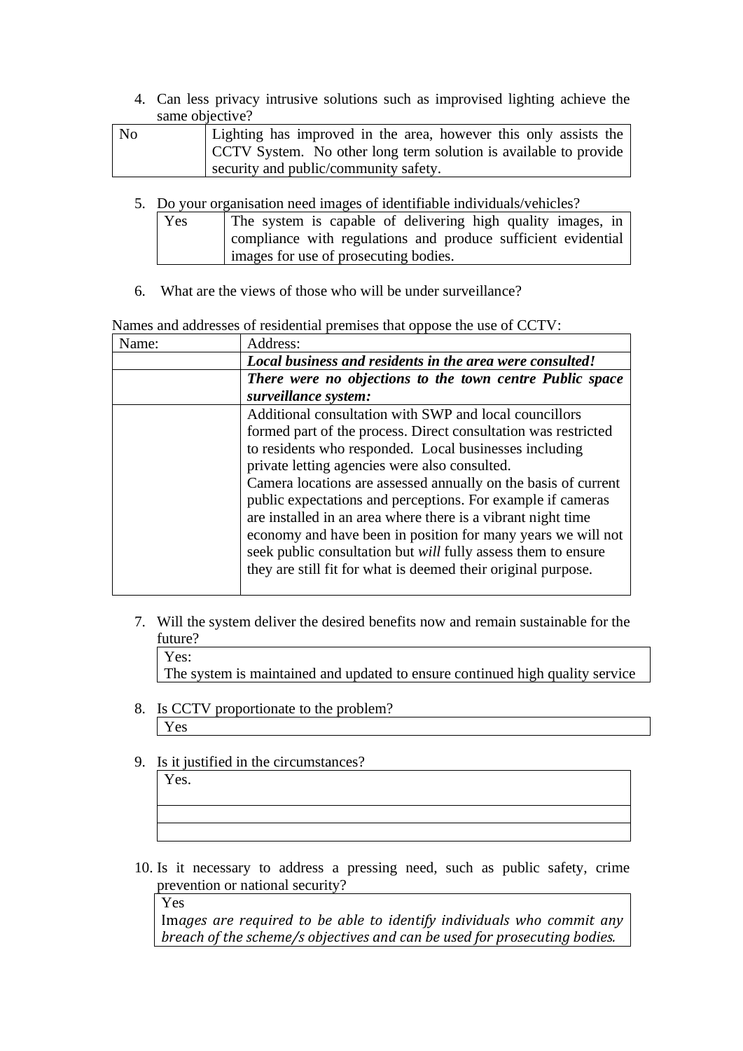4. Can less privacy intrusive solutions such as improvised lighting achieve the same objective?

| No | Lighting has improved in the area, however this only assists the CCTV System. No other long term solution is available to provide security and public/community safety. |
|---|---|

5. Do your organisation need images of identifiable individuals/vehicles?

| Yes | The system is capable of delivering high quality images, in compliance with regulations and produce sufficient evidential images for use of prosecuting bodies. |
|---|---|

6. What are the views of those who will be under surveillance?

Names and addresses of residential premises that oppose the use of CCTV:

| Name: | Address: |
|---|---|
| | ***Local business and residents in the area were consulted!*** |
| | ***There were no objections to the town centre Public space surveillance system:*** |
| | Additional consultation with SWP and local councillors formed part of the process. Direct consultation was restricted to residents who responded. Local businesses including private letting agencies were also consulted. Camera locations are assessed annually on the basis of current public expectations and perceptions. For example if cameras are installed in an area where there is a vibrant night time economy and have been in position for many years we will not seek public consultation but *will* fully assess them to ensure they are still fit for what is deemed their original purpose. |

7. Will the system deliver the desired benefits now and remain sustainable for the future?

| Yes: The system is maintained and updated to ensure continued high quality service |
|---|

8. Is CCTV proportionate to the problem?

| Yes |
|---|

9. Is it justified in the circumstances?

| Yes. |
|---|
| |
| |

10. Is it necessary to address a pressing need, such as public safety, crime prevention or national security?

| Yes *Images are required to be able to identify individuals who commit any breach of the scheme/s objectives and can be used for prosecuting bodies.* |
|---|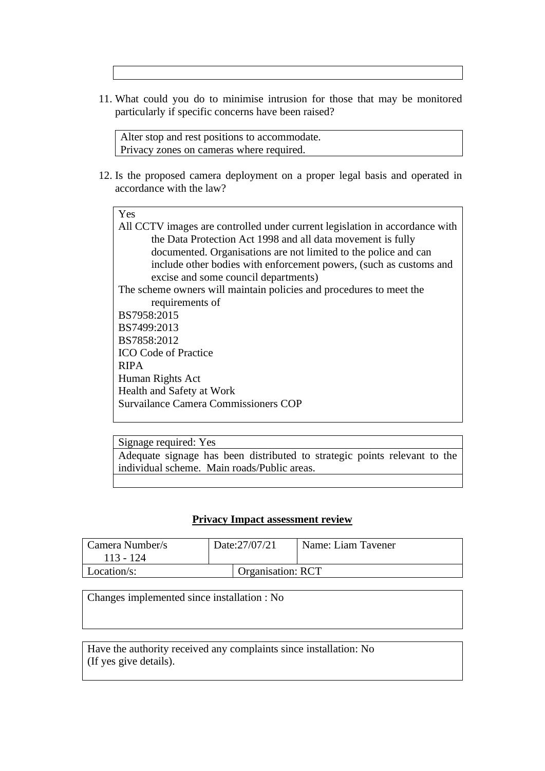11. What could you do to minimise intrusion for those that may be monitored particularly if specific concerns have been raised?

| |
|---|
| Alter stop and rest positions to accommodate.<br>Privacy zones on cameras where required. |

12. Is the proposed camera deployment on a proper legal basis and operated in accordance with the law?

| |
|---|
| Yes<br>All CCTV images are controlled under current legislation in accordance with the Data Protection Act 1998 and all data movement is fully documented. Organisations are not limited to the police and can include other bodies with enforcement powers, (such as customs and excise and some council departments)<br>The scheme owners will maintain policies and procedures to meet the requirements of<br>BS7958:2015<br>BS7499:2013<br>BS7858:2012<br>ICO Code of Practice<br>RIPA<br>Human Rights Act<br>Health and Safety at Work<br>Survailance Camera Commissioners COP |

| |
|---|
| Signage required: Yes |
| Adequate signage has been distributed to strategic points relevant to the individual scheme. Main roads/Public areas. |
| |

**Privacy Impact assessment review**

| | | |
|---|---|---|
| Camera Number/s 113 - 124 | Date:27/07/21 | Name: Liam Tavener |
| Location/s: | Organisation: RCT | |

| |
|---|
| Changes implemented since installation : No |

| |
|---|
| Have the authority received any complaints since installation: No<br>(If yes give details). |